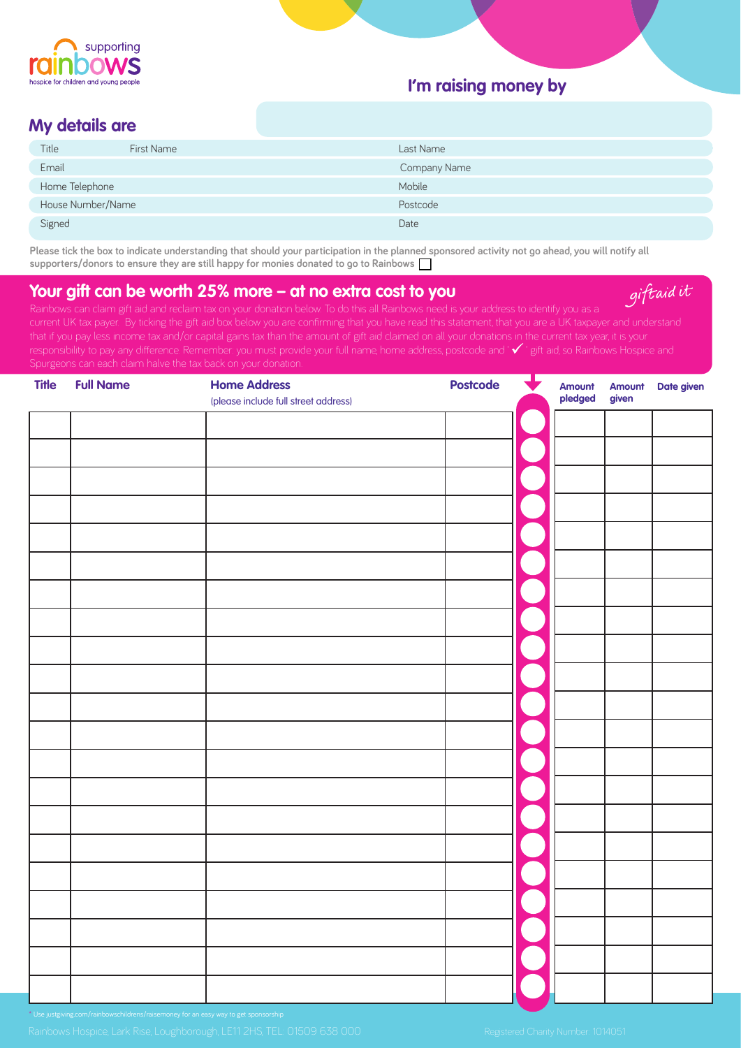supporting rainbows
hospice for children and young people

## I'm raising money by

## My details are

| | |
|---|---|
| Title First Name | Last Name |
| Email | Company Name |
| Home Telephone | Mobile |
| House Number/Name | Postcode |
| Signed | Date |

Please tick the box to indicate understanding that should your participation in the planned sponsored activity not go ahead, you will notify all supporters/donors to ensure they are still happy for monies donated to go to Rainbows ☐

## Your gift can be worth 25% more – at no extra cost to you

*giftaid it*

Rainbows can claim gift aid and reclaim tax on your donation below. To do this all Rainbows need is your address to identify you as a current UK tax payer. By ticking the gift aid box below you are confirming that you have read this statement, that you are a UK taxpayer and understand that if you pay less income tax and/or capital gains tax than the amount of gift aid claimed on all your donations in the current tax year, it is your responsibility to pay any difference. Remember: you must provide your full name, home address, postcode and '✓' gift aid, so Rainbows Hospice and Spurgeons can each claim halve the tax back on your donation.

| Title | Full Name | Home Address (please include full street address) | Postcode | ✓ | Amount pledged | Amount given | Date given |
|---|---|---|---|---|---|---|---|
| | | | | | | | |
| | | | | | | | |
| | | | | | | | |
| | | | | | | | |
| | | | | | | | |
| | | | | | | | |
| | | | | | | | |
| | | | | | | | |
| | | | | | | | |
| | | | | | | | |
| | | | | | | | |
| | | | | | | | |
| | | | | | | | |
| | | | | | | | |
| | | | | | | | |
| | | | | | | | |
| | | | | | | | |
| | | | | | | | |
| | | | | | | | |
| | | | | | | | |
| | | | | | | | |

* Use justgiving.com/rainbowschildrens/raisemoney for an easy way to get sponsorship

Rainbows Hospice, Lark Rise, Loughborough, LE11 2HS. TEL: 01509 638 000    Registered Charity Number: 1014051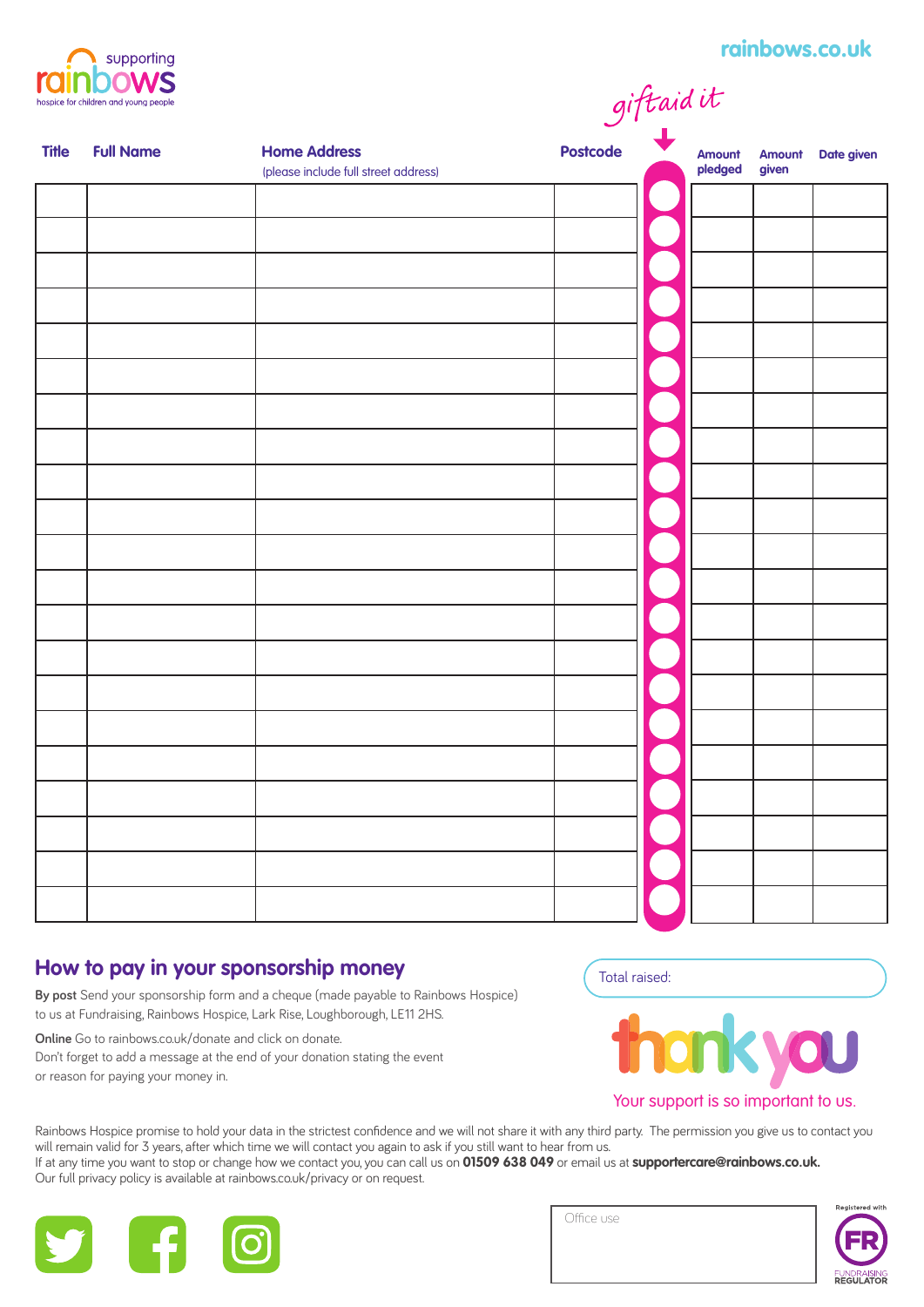supporting rainbows
hospice for children and young people

rainbows.co.uk

giftaid it

| Title | Full Name | Home Address (please include full street address) | Postcode | Gift Aid | Amount pledged | Amount given | Date given |
|---|---|---|---|---|---|---|---|
| | | | | | | | |
| | | | | | | | |
| | | | | | | | |
| | | | | | | | |
| | | | | | | | |
| | | | | | | | |
| | | | | | | | |
| | | | | | | | |
| | | | | | | | |
| | | | | | | | |
| | | | | | | | |
| | | | | | | | |
| | | | | | | | |
| | | | | | | | |
| | | | | | | | |
| | | | | | | | |
| | | | | | | | |
| | | | | | | | |
| | | | | | | | |
| | | | | | | | |
| | | | | | | | |

## How to pay in your sponsorship money

**By post** Send your sponsorship form and a cheque (made payable to Rainbows Hospice) to us at Fundraising, Rainbows Hospice, Lark Rise, Loughborough, LE11 2HS.

**Online** Go to rainbows.co.uk/donate and click on donate.
Don't forget to add a message at the end of your donation stating the event or reason for paying your money in.

Total raised:

thank you

Your support is so important to us.

Rainbows Hospice promise to hold your data in the strictest confidence and we will not share it with any third party. The permission you give us to contact you will remain valid for 3 years, after which time we will contact you again to ask if you still want to hear from us.
If at any time you want to stop or change how we contact you, you can call us on **01509 638 049** or email us at **supportercare@rainbows.co.uk.**
Our full privacy policy is available at rainbows.co.uk/privacy or on request.

Office use

Registered with FR FUNDRAISING REGULATOR